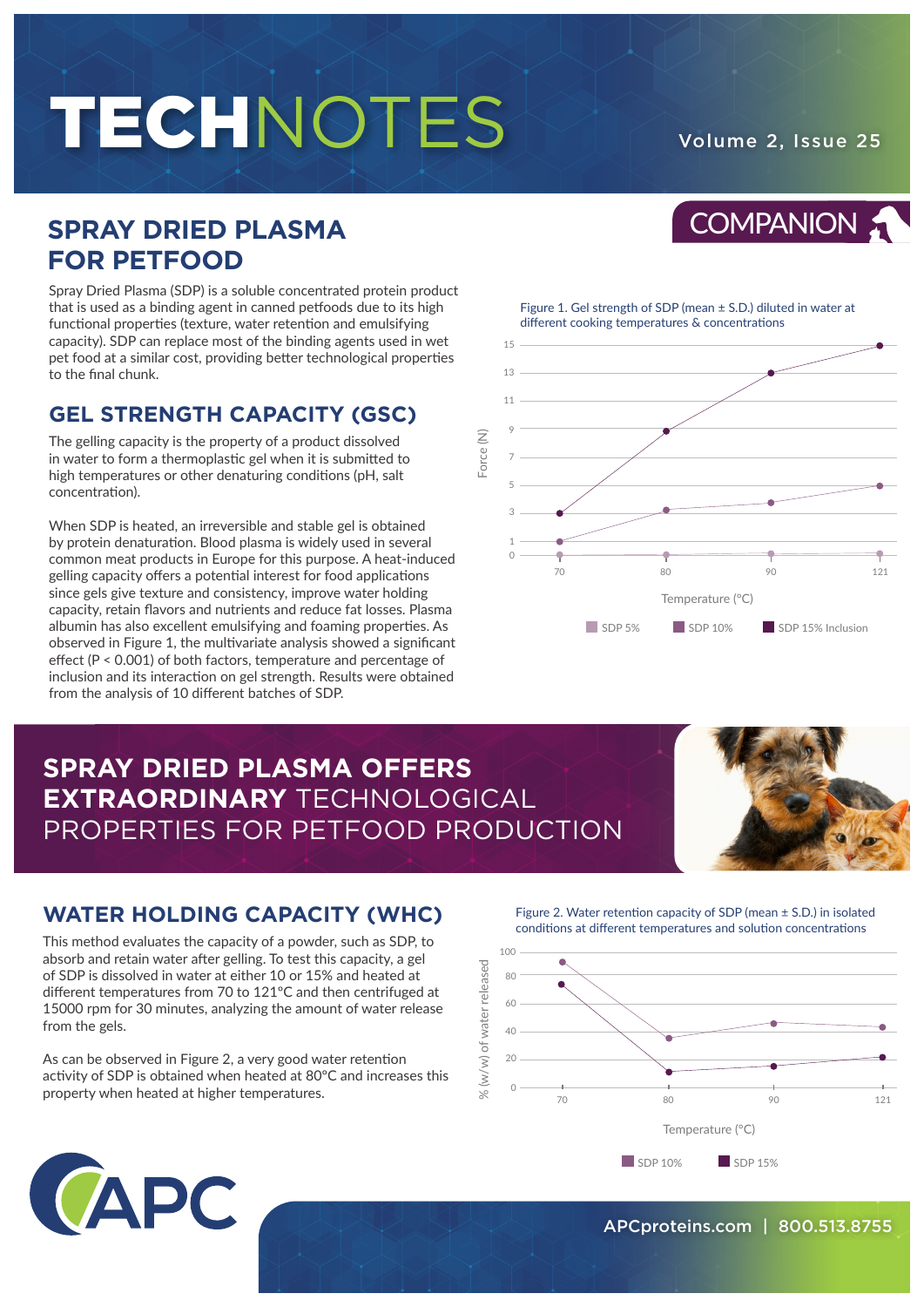# TECHNOTES

Volume 2, Issue 25

COMPANION

## SPRAY DRIED PLASMA FOR PETFOOD

Spray Dried Plasma (SDP) is a soluble concentrated protein product that is used as a binding agent in canned petfoods due to its high functional properties (texture, water retention and emulsifying capacity). SDP can replace most of the binding agents used in wet pet food at a similar cost, providing better technological properties to the final chunk.

## GEL STRENGTH CAPACITY (GSC)

The gelling capacity is the property of a product dissolved in water to form a thermoplastic gel when it is submitted to high temperatures or other denaturing conditions (pH, salt concentration).

When SDP is heated, an irreversible and stable gel is obtained by protein denaturation. Blood plasma is widely used in several common meat products in Europe for this purpose. A heat-induced gelling capacity offers a potential interest for food applications since gels give texture and consistency, improve water holding capacity, retain flavors and nutrients and reduce fat losses. Plasma albumin has also excellent emulsifying and foaming properties. As observed in Figure 1, the multivariate analysis showed a significant effect ($P < 0.001$) of both factors, temperature and percentage of inclusion and its interaction on gel strength. Results were obtained from the analysis of 10 different batches of SDP.

Figure 1. Gel strength of SDP (mean ± S.D.) diluted in water at different cooking temperatures & concentrations

## SPRAY DRIED PLASMA OFFERS EXTRAORDINARY TECHNOLOGICAL PROPERTIES FOR PETFOOD PRODUCTION

## WATER HOLDING CAPACITY (WHC)

This method evaluates the capacity of a powder, such as SDP, to absorb and retain water after gelling. To test this capacity, a gel of SDP is dissolved in water at either 10 or 15% and heated at different temperatures from 70 to 121°C and then centrifuged at 15000 rpm for 30 minutes, analyzing the amount of water release from the gels.

As can be observed in Figure 2, a very good water retention activity of SDP is obtained when heated at 80°C and increases this property when heated at higher temperatures.

Figure 2. Water retention capacity of SDP (mean ± S.D.) in isolated conditions at different temperatures and solution concentrations

APCproteins.com | 800.513.8755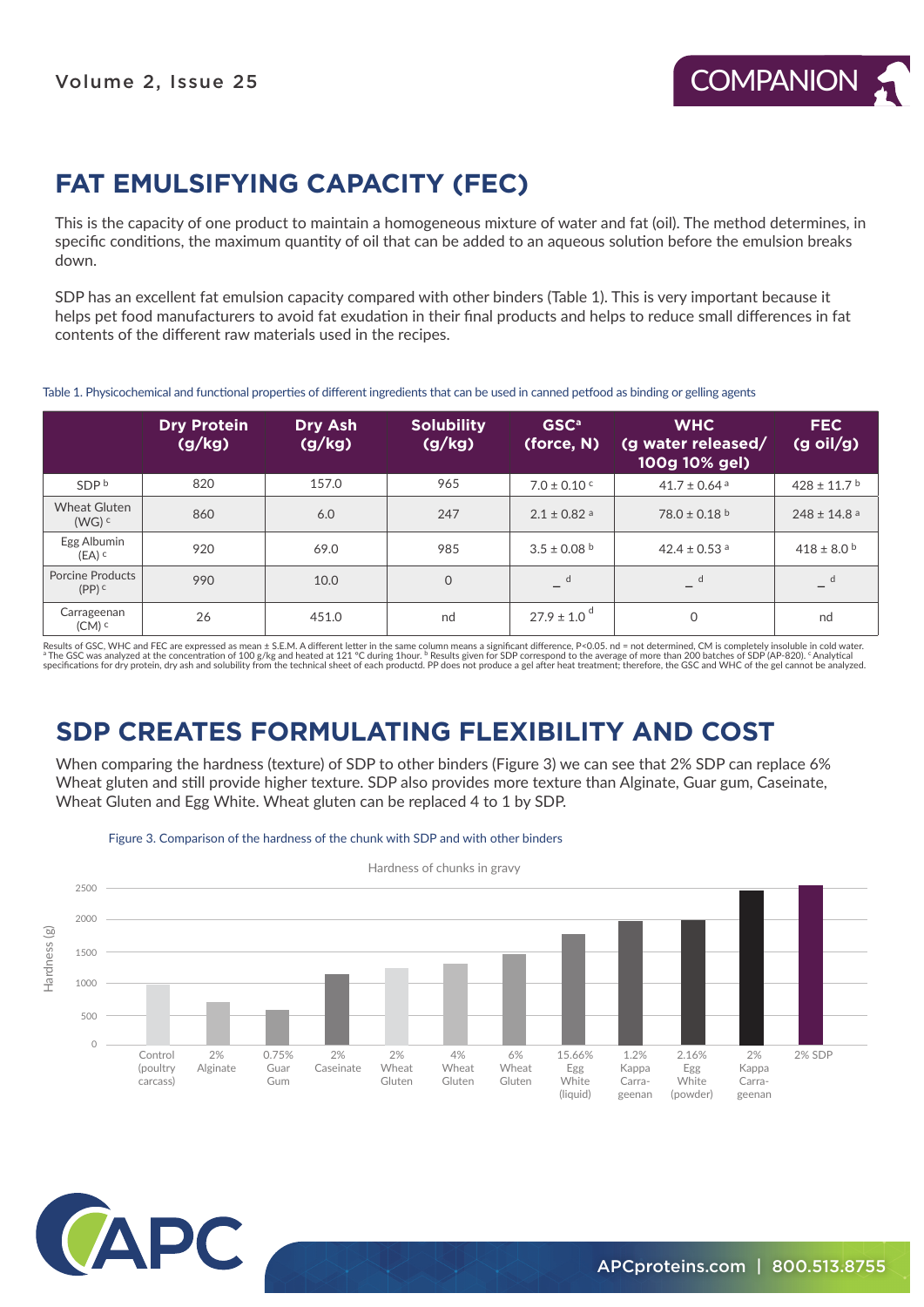## FAT EMULSIFYING CAPACITY (FEC)

This is the capacity of one product to maintain a homogeneous mixture of water and fat (oil). The method determines, in specific conditions, the maximum quantity of oil that can be added to an aqueous solution before the emulsion breaks down.

SDP has an excellent fat emulsion capacity compared with other binders (Table 1). This is very important because it helps pet food manufacturers to avoid fat exudation in their final products and helps to reduce small differences in fat contents of the different raw materials used in the recipes.

Table 1. Physicochemical and functional properties of different ingredients that can be used in canned petfood as binding or gelling agents

| | Dry Protein (g/kg) | Dry Ash (g/kg) | Solubility (g/kg) | GSC[a] (force, N) | WHC (g water released/ 100g 10% gel) | FEC (g oil/g) |
|---|---|---|---|---|---|---|
| SDP [b] | 820 | 157.0 | 965 | 7.0 ± 0.10 [c] | 41.7 ± 0.64 [a] | 428 ± 11.7 [b] |
| Wheat Gluten (WG) [c] | 860 | 6.0 | 247 | 2.1 ± 0.82 [a] | 78.0 ± 0.18 [b] | 248 ± 14.8 [a] |
| Egg Albumin (EA) [c] | 920 | 69.0 | 985 | 3.5 ± 0.08 [b] | 42.4 ± 0.53 [a] | 418 ± 8.0 [b] |
| Porcine Products (PP) [c] | 990 | 10.0 | 0 | – [d] | – [d] | – [d] |
| Carrageenan (CM) [c] | 26 | 451.0 | nd | 27.9 ± 1.0 [d] | 0 | nd |

Results of GSC, WHC and FEC are expressed as mean ± S.E.M. A different letter in the same column means a significant difference, $P<0.05$. nd = not determined, CM is completely insoluble in cold water. [a] The GSC was analyzed at the concentration of 100 g/kg and heated at 121 °C during 1hour. [b] Results given for SDP correspond to the average of more than 200 batches of SDP (AP-820). [c] Analytical specifications for dry protein, dry ash and solubility from the technical sheet of each productd. PP does not produce a gel after heat treatment; therefore, the GSC and WHC of the gel cannot be analyzed.

## SDP CREATES FORMULATING FLEXIBILITY AND COST

When comparing the hardness (texture) of SDP to other binders (Figure 3) we can see that 2% SDP can replace 6% Wheat gluten and still provide higher texture. SDP also provides more texture than Alginate, Guar gum, Caseinate, Wheat Gluten and Egg White. Wheat gluten can be replaced 4 to 1 by SDP.

Figure 3. Comparison of the hardness of the chunk with SDP and with other binders

Hardness of chunks in gravy

Hardness (g)

0
500
1000
1500
2000
2500

Control (poultry carcass)
2% Alginate
0.75% Guar Gum
2% Caseinate
2% Wheat Gluten
4% Wheat Gluten
6% Wheat Gluten
15.66% Egg White (liquid)
1.2% Kappa Carra-geenan
2.16% Egg White (powder)
2% Kappa Carra-geenan
2% SDP